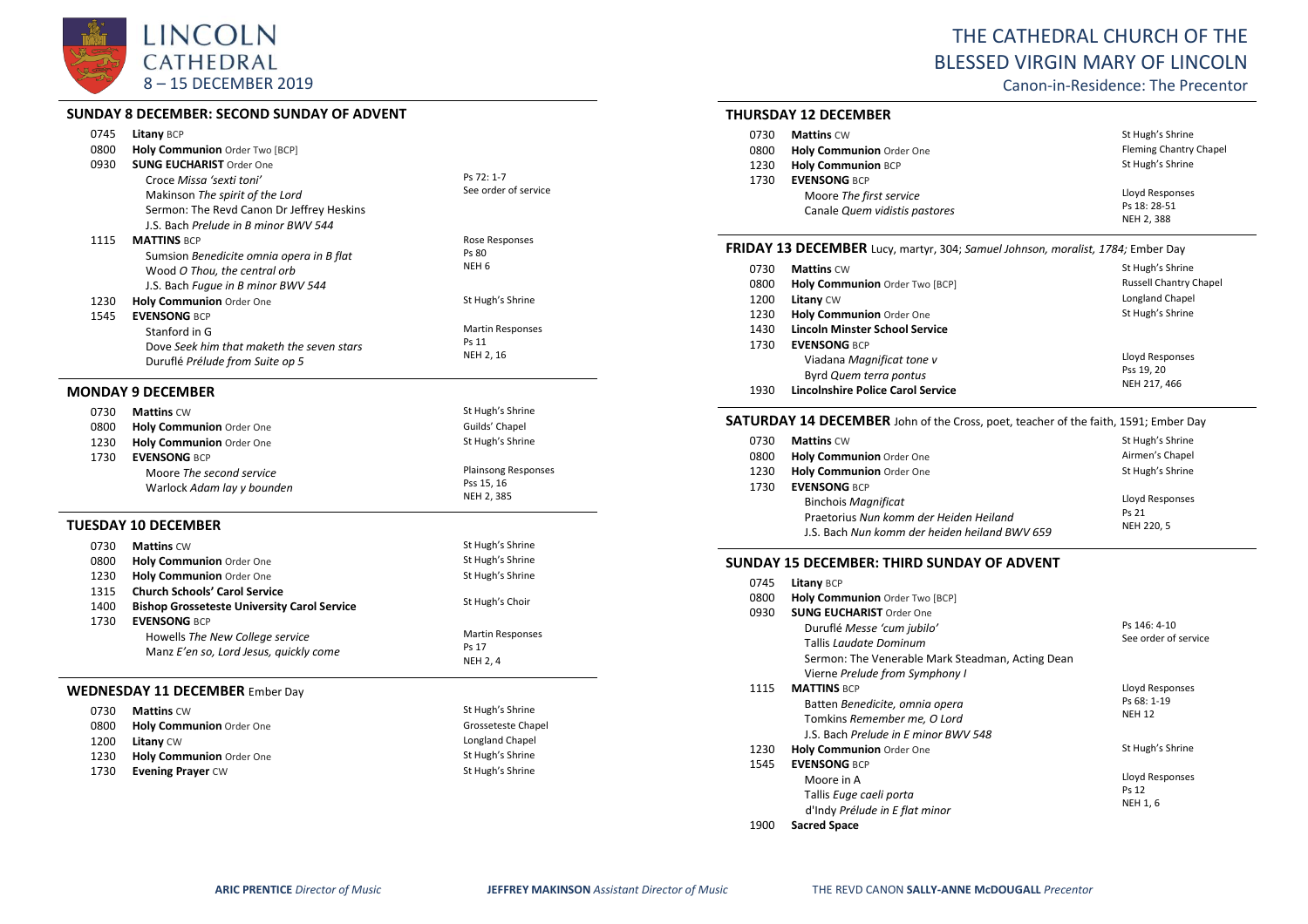# LINCOLN CATHEDRAL
## 8 – 15 DECEMBER 2019

# THE CATHEDRAL CHURCH OF THE BLESSED VIRGIN MARY OF LINCOLN

Canon-in-Residence: The Precentor

### SUNDAY 8 DECEMBER: SECOND SUNDAY OF ADVENT

| | | |
|---|---|---|
| 0745 | **Litany** BCP | |
| 0800 | **Holy Communion** Order Two [BCP] | |
| 0930 | **SUNG EUCHARIST** Order One | |
| | Croce *Missa 'sexti toni'* | Ps 72: 1-7 |
| | Makinson *The spirit of the Lord* | See order of service |
| | Sermon: The Revd Canon Dr Jeffrey Heskins | |
| | J.S. Bach *Prelude in B minor BWV 544* | |
| 1115 | **MATTINS** BCP | Rose Responses |
| | Sumsion *Benedicite omnia opera in B flat* | Ps 80 |
| | Wood *O Thou, the central orb* | NEH 6 |
| | J.S. Bach *Fugue in B minor BWV 544* | |
| 1230 | **Holy Communion** Order One | St Hugh's Shrine |
| 1545 | **EVENSONG** BCP | |
| | Stanford in G | Martin Responses |
| | Dove *Seek him that maketh the seven stars* | Ps 11 |
| | Duruflé *Prélude from Suite op 5* | NEH 2, 16 |

### MONDAY 9 DECEMBER

| | | |
|---|---|---|
| 0730 | **Mattins** CW | St Hugh's Shrine |
| 0800 | **Holy Communion** Order One | Guilds' Chapel |
| 1230 | **Holy Communion** Order One | St Hugh's Shrine |
| 1730 | **EVENSONG** BCP | |
| | Moore *The second service* | Plainsong Responses |
| | Warlock *Adam lay y bounden* | Pss 15, 16 |
| | | NEH 2, 385 |

### TUESDAY 10 DECEMBER

| | | |
|---|---|---|
| 0730 | **Mattins** CW | St Hugh's Shrine |
| 0800 | **Holy Communion** Order One | St Hugh's Shrine |
| 1230 | **Holy Communion** Order One | St Hugh's Shrine |
| 1315 | **Church Schools' Carol Service** | St Hugh's Choir |
| 1400 | **Bishop Grosseteste University Carol Service** | |
| 1730 | **EVENSONG** BCP | |
| | Howells *The New College service* | Martin Responses |
| | Manz *E'en so, Lord Jesus, quickly come* | Ps 17 |
| | | NEH 2, 4 |

### WEDNESDAY 11 DECEMBER Ember Day

| | | |
|---|---|---|
| 0730 | **Mattins** CW | St Hugh's Shrine |
| 0800 | **Holy Communion** Order One | Grosseteste Chapel |
| 1200 | **Litany** CW | Longland Chapel |
| 1230 | **Holy Communion** Order One | St Hugh's Shrine |
| 1730 | **Evening Prayer** CW | St Hugh's Shrine |

### THURSDAY 12 DECEMBER

| | | |
|---|---|---|
| 0730 | **Mattins** CW | St Hugh's Shrine |
| 0800 | **Holy Communion** Order One | Fleming Chantry Chapel |
| 1230 | **Holy Communion** BCP | St Hugh's Shrine |
| 1730 | **EVENSONG** BCP | |
| | Moore *The first service* | Lloyd Responses |
| | Canale *Quem vidistis pastores* | Ps 18: 28-51 |
| | | NEH 2, 388 |

### FRIDAY 13 DECEMBER Lucy, martyr, 304; *Samuel Johnson, moralist, 1784;* Ember Day

| | | |
|---|---|---|
| 0730 | **Mattins** CW | St Hugh's Shrine |
| 0800 | **Holy Communion** Order Two [BCP] | Russell Chantry Chapel |
| 1200 | **Litany** CW | Longland Chapel |
| 1230 | **Holy Communion** Order One | St Hugh's Shrine |
| 1430 | **Lincoln Minster School Service** | |
| 1730 | **EVENSONG** BCP | |
| | Viadana *Magnificat tone v* | Lloyd Responses |
| | Byrd *Quem terra pontus* | Pss 19, 20 |
| 1930 | **Lincolnshire Police Carol Service** | NEH 217, 466 |

### SATURDAY 14 DECEMBER John of the Cross, poet, teacher of the faith, 1591; Ember Day

| | | |
|---|---|---|
| 0730 | **Mattins** CW | St Hugh's Shrine |
| 0800 | **Holy Communion** Order One | Airmen's Chapel |
| 1230 | **Holy Communion** Order One | St Hugh's Shrine |
| 1730 | **EVENSONG** BCP | |
| | Binchois *Magnificat* | Lloyd Responses |
| | Praetorius *Nun komm der Heiden Heiland* | Ps 21 |
| | J.S. Bach *Nun komm der heiden heiland BWV 659* | NEH 220, 5 |

### SUNDAY 15 DECEMBER: THIRD SUNDAY OF ADVENT

| | | |
|---|---|---|
| 0745 | **Litany** BCP | |
| 0800 | **Holy Communion** Order Two [BCP] | |
| 0930 | **SUNG EUCHARIST** Order One | |
| | Duruflé *Messe 'cum jubilo'* | Ps 146: 4-10 |
| | Tallis *Laudate Dominum* | See order of service |
| | Sermon: The Venerable Mark Steadman, Acting Dean | |
| | Vierne *Prelude from Symphony I* | |
| 1115 | **MATTINS** BCP | Lloyd Responses |
| | Batten *Benedicite, omnia opera* | Ps 68: 1-19 |
| | Tomkins *Remember me, O Lord* | NEH 12 |
| | J.S. Bach *Prelude in E minor BWV 548* | |
| 1230 | **Holy Communion** Order One | St Hugh's Shrine |
| 1545 | **EVENSONG** BCP | |
| | Moore in A | Lloyd Responses |
| | Tallis *Euge caeli porta* | Ps 12 |
| | d'Indy *Prélude in E flat minor* | NEH 1, 6 |
| 1900 | **Sacred Space** | |

**ARIC PRENTICE** *Director of Music* | **JEFFREY MAKINSON** *Assistant Director of Music* | THE REVD CANON **SALLY-ANNE McDOUGALL** *Precentor*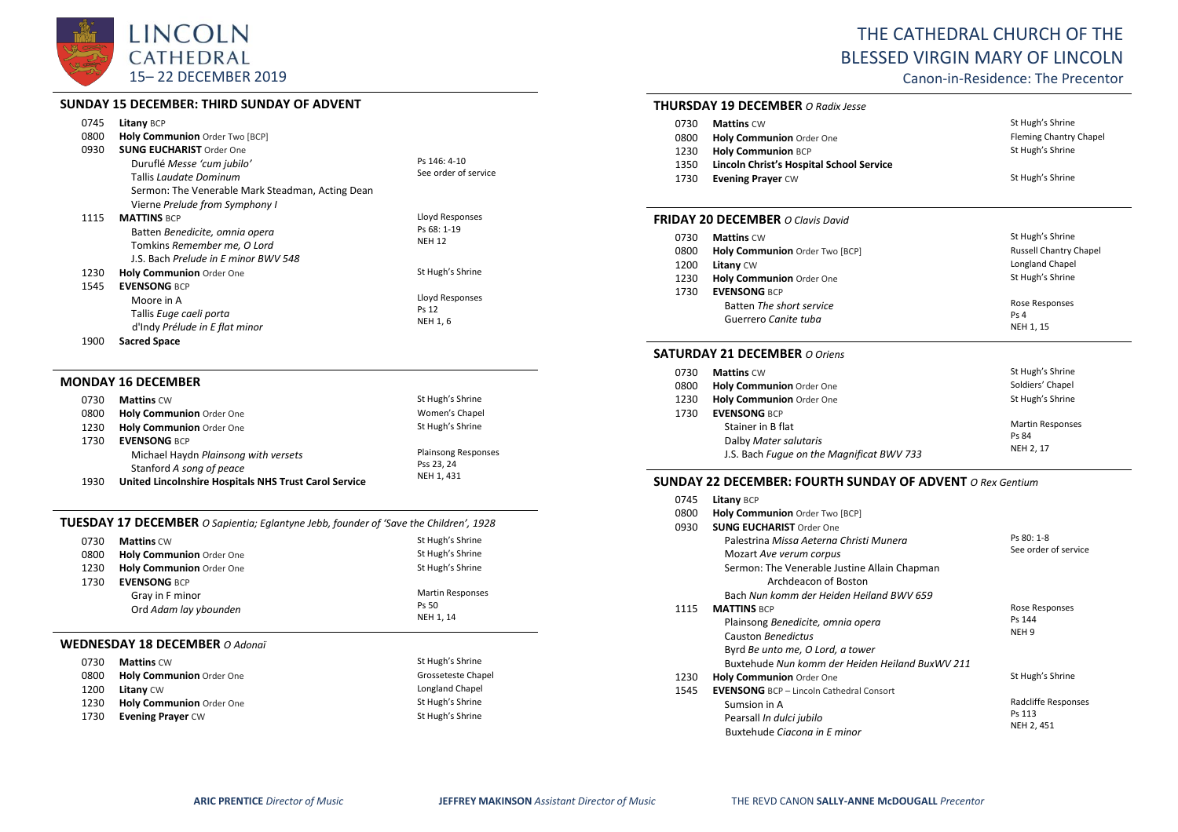LINCOLN CATHEDRAL
15– 22 DECEMBER 2019

# THE CATHEDRAL CHURCH OF THE BLESSED VIRGIN MARY OF LINCOLN

Canon-in-Residence: The Precentor

## SUNDAY 15 DECEMBER: THIRD SUNDAY OF ADVENT

| | | |
|---|---|---|
| 0745 | **Litany** BCP | |
| 0800 | **Holy Communion** Order Two [BCP] | |
| 0930 | **SUNG EUCHARIST** Order One | |
| | Duruflé *Messe 'cum jubilo'* | Ps 146: 4-10 |
| | Tallis *Laudate Dominum* | See order of service |
| | Sermon: The Venerable Mark Steadman, Acting Dean | |
| | Vierne *Prelude from Symphony I* | |
| 1115 | **MATTINS** BCP | Lloyd Responses |
| | Batten *Benedicite, omnia opera* | Ps 68: 1-19 |
| | Tomkins *Remember me, O Lord* | NEH 12 |
| | J.S. Bach *Prelude in E minor BWV 548* | |
| 1230 | **Holy Communion** Order One | St Hugh's Shrine |
| 1545 | **EVENSONG** BCP | |
| | Moore in A | Lloyd Responses |
| | Tallis *Euge caeli porta* | Ps 12 |
| | d'Indy *Prélude in E flat minor* | NEH 1, 6 |
| 1900 | **Sacred Space** | |

## MONDAY 16 DECEMBER

| | | |
|---|---|---|
| 0730 | **Mattins** CW | St Hugh's Shrine |
| 0800 | **Holy Communion** Order One | Women's Chapel |
| 1230 | **Holy Communion** Order One | St Hugh's Shrine |
| 1730 | **EVENSONG** BCP | |
| | Michael Haydn *Plainsong with versets* | Plainsong Responses |
| | Stanford *A song of peace* | Pss 23, 24 |
| 1930 | **United Lincolnshire Hospitals NHS Trust Carol Service** | NEH 1, 431 |

## TUESDAY 17 DECEMBER *O Sapientia; Eglantyne Jebb, founder of 'Save the Children', 1928*

| | | |
|---|---|---|
| 0730 | **Mattins** CW | St Hugh's Shrine |
| 0800 | **Holy Communion** Order One | St Hugh's Shrine |
| 1230 | **Holy Communion** Order One | St Hugh's Shrine |
| 1730 | **EVENSONG** BCP | |
| | Gray in F minor | Martin Responses |
| | Ord *Adam lay ybounden* | Ps 50 |
| | | NEH 1, 14 |

## WEDNESDAY 18 DECEMBER *O Adonaï*

| | | |
|---|---|---|
| 0730 | **Mattins** CW | St Hugh's Shrine |
| 0800 | **Holy Communion** Order One | Grosseteste Chapel |
| 1200 | **Litany** CW | Longland Chapel |
| 1230 | **Holy Communion** Order One | St Hugh's Shrine |
| 1730 | **Evening Prayer** CW | St Hugh's Shrine |

## THURSDAY 19 DECEMBER *O Radix Jesse*

| | | |
|---|---|---|
| 0730 | **Mattins** CW | St Hugh's Shrine |
| 0800 | **Holy Communion** Order One | Fleming Chantry Chapel |
| 1230 | **Holy Communion** BCP | St Hugh's Shrine |
| 1350 | **Lincoln Christ's Hospital School Service** | |
| 1730 | **Evening Prayer** CW | St Hugh's Shrine |

## FRIDAY 20 DECEMBER *O Clavis David*

| | | |
|---|---|---|
| 0730 | **Mattins** CW | St Hugh's Shrine |
| 0800 | **Holy Communion** Order Two [BCP] | Russell Chantry Chapel |
| 1200 | **Litany** CW | Longland Chapel |
| 1230 | **Holy Communion** Order One | St Hugh's Shrine |
| 1730 | **EVENSONG** BCP | |
| | Batten *The short service* | Rose Responses |
| | Guerrero *Canite tuba* | Ps 4 |
| | | NEH 1, 15 |

## SATURDAY 21 DECEMBER *O Oriens*

| | | |
|---|---|---|
| 0730 | **Mattins** CW | St Hugh's Shrine |
| 0800 | **Holy Communion** Order One | Soldiers' Chapel |
| 1230 | **Holy Communion** Order One | St Hugh's Shrine |
| 1730 | **EVENSONG** BCP | |
| | Stainer in B flat | Martin Responses |
| | Dalby *Mater salutaris* | Ps 84 |
| | J.S. Bach *Fugue on the Magnificat BWV 733* | NEH 2, 17 |

## SUNDAY 22 DECEMBER: FOURTH SUNDAY OF ADVENT *O Rex Gentium*

| | | |
|---|---|---|
| 0745 | **Litany** BCP | |
| 0800 | **Holy Communion** Order Two [BCP] | |
| 0930 | **SUNG EUCHARIST** Order One | |
| | Palestrina *Missa Aeterna Christi Munera* | Ps 80: 1-8 |
| | Mozart *Ave verum corpus* | See order of service |
| | Sermon: The Venerable Justine Allain Chapman | |
| | Archdeacon of Boston | |
| | Bach *Nun komm der Heiden Heiland BWV 659* | |
| 1115 | **MATTINS** BCP | Rose Responses |
| | Plainsong *Benedicite, omnia opera* | Ps 144 |
| | Causton *Benedictus* | NEH 9 |
| | Byrd *Be unto me, O Lord, a tower* | |
| | Buxtehude *Nun komm der Heiden Heiland BuxWV 211* | |
| 1230 | **Holy Communion** Order One | St Hugh's Shrine |
| 1545 | **EVENSONG** BCP – Lincoln Cathedral Consort | |
| | Sumsion in A | Radcliffe Responses |
| | Pearsall *In dulci jubilo* | Ps 113 |
| | Buxtehude *Ciacona in E minor* | NEH 2, 451 |

**ARIC PRENTICE** *Director of Music* **JEFFREY MAKINSON** *Assistant Director of Music* THE REVD CANON **SALLY-ANNE McDOUGALL** *Precentor*